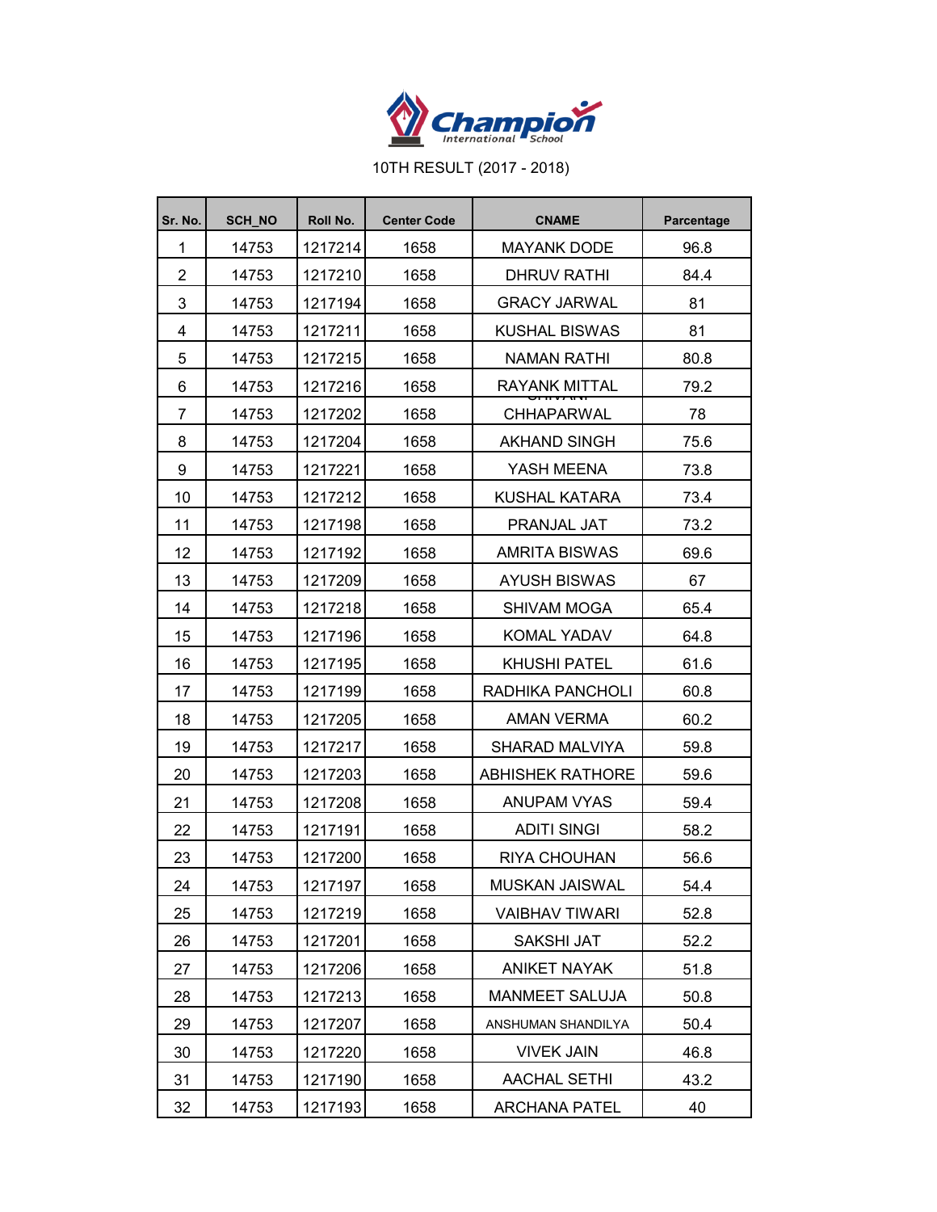Champion International School

10TH RESULT (2017 - 2018)

| Sr. No. | SCH_NO | Roll No. | Center Code | CNAME | Parcentage |
|---|---|---|---|---|---|
| 1 | 14753 | 1217214 | 1658 | MAYANK DODE | 96.8 |
| 2 | 14753 | 1217210 | 1658 | DHRUV RATHI | 84.4 |
| 3 | 14753 | 1217194 | 1658 | GRACY JARWAL | 81 |
| 4 | 14753 | 1217211 | 1658 | KUSHAL BISWAS | 81 |
| 5 | 14753 | 1217215 | 1658 | NAMAN RATHI | 80.8 |
| 6 | 14753 | 1217216 | 1658 | RAYANK MITTAL | 79.2 |
| 7 | 14753 | 1217202 | 1658 | SHIVANI CHHAPARWAL | 78 |
| 8 | 14753 | 1217204 | 1658 | AKHAND SINGH | 75.6 |
| 9 | 14753 | 1217221 | 1658 | YASH MEENA | 73.8 |
| 10 | 14753 | 1217212 | 1658 | KUSHAL KATARA | 73.4 |
| 11 | 14753 | 1217198 | 1658 | PRANJAL JAT | 73.2 |
| 12 | 14753 | 1217192 | 1658 | AMRITA BISWAS | 69.6 |
| 13 | 14753 | 1217209 | 1658 | AYUSH BISWAS | 67 |
| 14 | 14753 | 1217218 | 1658 | SHIVAM MOGA | 65.4 |
| 15 | 14753 | 1217196 | 1658 | KOMAL YADAV | 64.8 |
| 16 | 14753 | 1217195 | 1658 | KHUSHI PATEL | 61.6 |
| 17 | 14753 | 1217199 | 1658 | RADHIKA PANCHOLI | 60.8 |
| 18 | 14753 | 1217205 | 1658 | AMAN VERMA | 60.2 |
| 19 | 14753 | 1217217 | 1658 | SHARAD MALVIYA | 59.8 |
| 20 | 14753 | 1217203 | 1658 | ABHISHEK RATHORE | 59.6 |
| 21 | 14753 | 1217208 | 1658 | ANUPAM VYAS | 59.4 |
| 22 | 14753 | 1217191 | 1658 | ADITI SINGI | 58.2 |
| 23 | 14753 | 1217200 | 1658 | RIYA CHOUHAN | 56.6 |
| 24 | 14753 | 1217197 | 1658 | MUSKAN JAISWAL | 54.4 |
| 25 | 14753 | 1217219 | 1658 | VAIBHAV TIWARI | 52.8 |
| 26 | 14753 | 1217201 | 1658 | SAKSHI JAT | 52.2 |
| 27 | 14753 | 1217206 | 1658 | ANIKET NAYAK | 51.8 |
| 28 | 14753 | 1217213 | 1658 | MANMEET SALUJA | 50.8 |
| 29 | 14753 | 1217207 | 1658 | ANSHUMAN SHANDILYA | 50.4 |
| 30 | 14753 | 1217220 | 1658 | VIVEK JAIN | 46.8 |
| 31 | 14753 | 1217190 | 1658 | AACHAL SETHI | 43.2 |
| 32 | 14753 | 1217193 | 1658 | ARCHANA PATEL | 40 |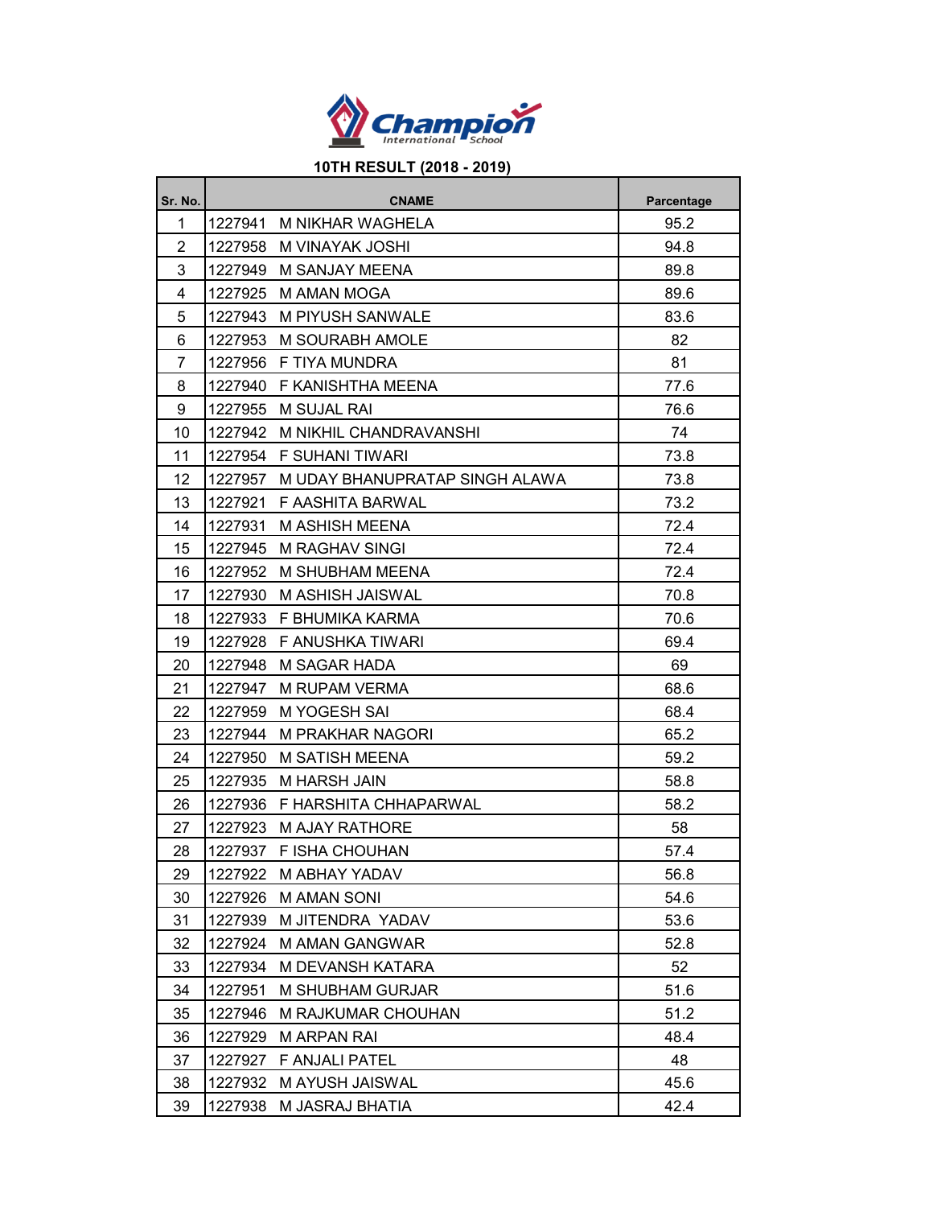Champion International School

**10TH RESULT (2018 - 2019)**

| Sr. No. | CNAME | Parcentage |
|---|---|---|
| 1 | 1227941 M NIKHAR WAGHELA | 95.2 |
| 2 | 1227958 M VINAYAK JOSHI | 94.8 |
| 3 | 1227949 M SANJAY MEENA | 89.8 |
| 4 | 1227925 M AMAN MOGA | 89.6 |
| 5 | 1227943 M PIYUSH SANWALE | 83.6 |
| 6 | 1227953 M SOURABH AMOLE | 82 |
| 7 | 1227956 F TIYA MUNDRA | 81 |
| 8 | 1227940 F KANISHTHA MEENA | 77.6 |
| 9 | 1227955 M SUJAL RAI | 76.6 |
| 10 | 1227942 M NIKHIL CHANDRAVANSHI | 74 |
| 11 | 1227954 F SUHANI TIWARI | 73.8 |
| 12 | 1227957 M UDAY BHANUPRATAP SINGH ALAWA | 73.8 |
| 13 | 1227921 F AASHITA BARWAL | 73.2 |
| 14 | 1227931 M ASHISH MEENA | 72.4 |
| 15 | 1227945 M RAGHAV SINGI | 72.4 |
| 16 | 1227952 M SHUBHAM MEENA | 72.4 |
| 17 | 1227930 M ASHISH JAISWAL | 70.8 |
| 18 | 1227933 F BHUMIKA KARMA | 70.6 |
| 19 | 1227928 F ANUSHKA TIWARI | 69.4 |
| 20 | 1227948 M SAGAR HADA | 69 |
| 21 | 1227947 M RUPAM VERMA | 68.6 |
| 22 | 1227959 M YOGESH SAI | 68.4 |
| 23 | 1227944 M PRAKHAR NAGORI | 65.2 |
| 24 | 1227950 M SATISH MEENA | 59.2 |
| 25 | 1227935 M HARSH JAIN | 58.8 |
| 26 | 1227936 F HARSHITA CHHAPARWAL | 58.2 |
| 27 | 1227923 M AJAY RATHORE | 58 |
| 28 | 1227937 F ISHA CHOUHAN | 57.4 |
| 29 | 1227922 M ABHAY YADAV | 56.8 |
| 30 | 1227926 M AMAN SONI | 54.6 |
| 31 | 1227939 M JITENDRA YADAV | 53.6 |
| 32 | 1227924 M AMAN GANGWAR | 52.8 |
| 33 | 1227934 M DEVANSH KATARA | 52 |
| 34 | 1227951 M SHUBHAM GURJAR | 51.6 |
| 35 | 1227946 M RAJKUMAR CHOUHAN | 51.2 |
| 36 | 1227929 M ARPAN RAI | 48.4 |
| 37 | 1227927 F ANJALI PATEL | 48 |
| 38 | 1227932 M AYUSH JAISWAL | 45.6 |
| 39 | 1227938 M JASRAJ BHATIA | 42.4 |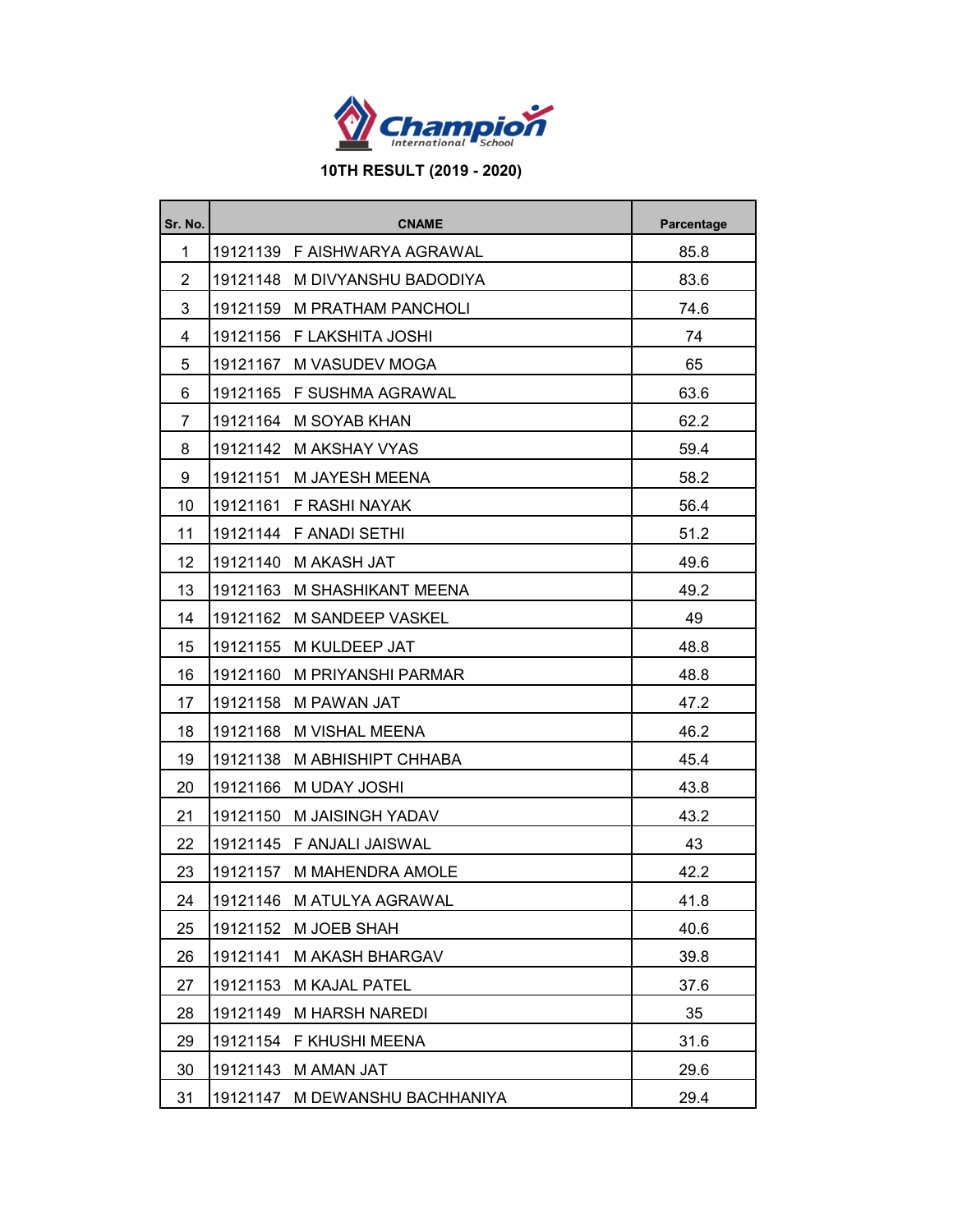Champion International School

# 10TH RESULT (2019 - 2020)

| Sr. No. | CNAME | Parcentage |
|---|---|---|
| 1 | 19121139 F AISHWARYA AGRAWAL | 85.8 |
| 2 | 19121148 M DIVYANSHU BADODIYA | 83.6 |
| 3 | 19121159 M PRATHAM PANCHOLI | 74.6 |
| 4 | 19121156 F LAKSHITA JOSHI | 74 |
| 5 | 19121167 M VASUDEV MOGA | 65 |
| 6 | 19121165 F SUSHMA AGRAWAL | 63.6 |
| 7 | 19121164 M SOYAB KHAN | 62.2 |
| 8 | 19121142 M AKSHAY VYAS | 59.4 |
| 9 | 19121151 M JAYESH MEENA | 58.2 |
| 10 | 19121161 F RASHI NAYAK | 56.4 |
| 11 | 19121144 F ANADI SETHI | 51.2 |
| 12 | 19121140 M AKASH JAT | 49.6 |
| 13 | 19121163 M SHASHIKANT MEENA | 49.2 |
| 14 | 19121162 M SANDEEP VASKEL | 49 |
| 15 | 19121155 M KULDEEP JAT | 48.8 |
| 16 | 19121160 M PRIYANSHI PARMAR | 48.8 |
| 17 | 19121158 M PAWAN JAT | 47.2 |
| 18 | 19121168 M VISHAL MEENA | 46.2 |
| 19 | 19121138 M ABHISHIPT CHHABA | 45.4 |
| 20 | 19121166 M UDAY JOSHI | 43.8 |
| 21 | 19121150 M JAISINGH YADAV | 43.2 |
| 22 | 19121145 F ANJALI JAISWAL | 43 |
| 23 | 19121157 M MAHENDRA AMOLE | 42.2 |
| 24 | 19121146 M ATULYA AGRAWAL | 41.8 |
| 25 | 19121152 M JOEB SHAH | 40.6 |
| 26 | 19121141 M AKASH BHARGAV | 39.8 |
| 27 | 19121153 M KAJAL PATEL | 37.6 |
| 28 | 19121149 M HARSH NAREDI | 35 |
| 29 | 19121154 F KHUSHI MEENA | 31.6 |
| 30 | 19121143 M AMAN JAT | 29.6 |
| 31 | 19121147 M DEWANSHU BACHHANIYA | 29.4 |